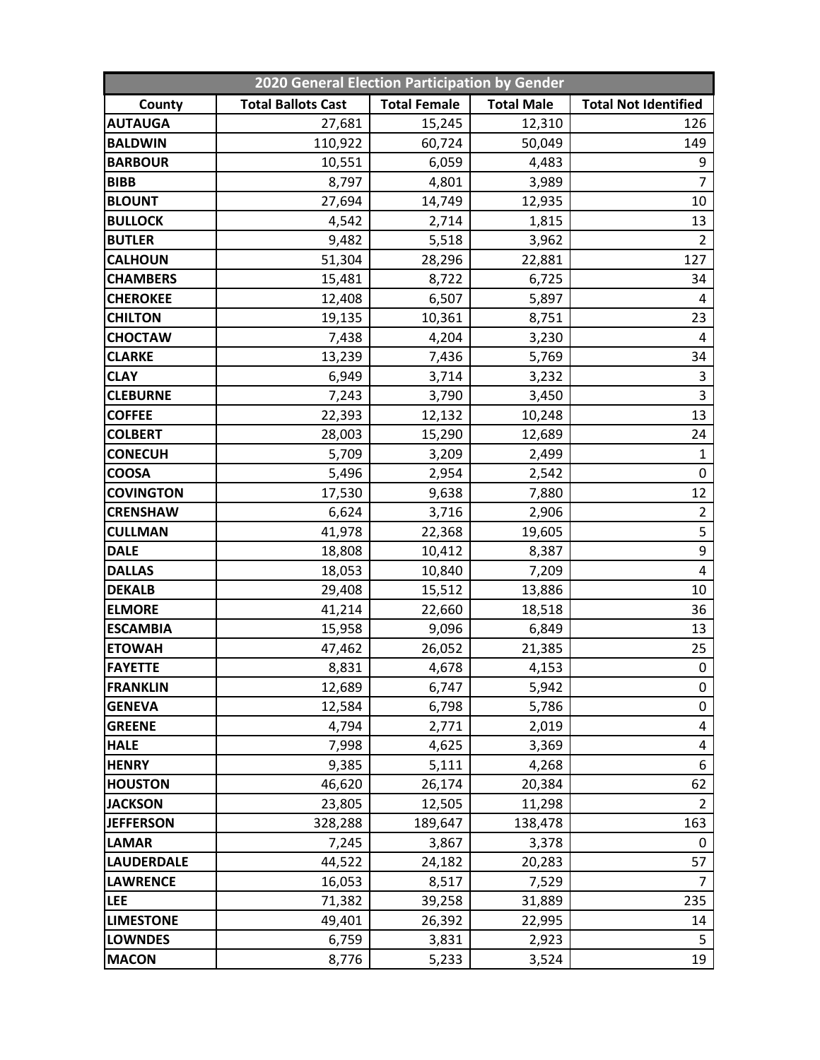| 2020 General Election Participation by Gender | | | | |
|---|---|---|---|---|
| **County** | **Total Ballots Cast** | **Total Female** | **Total Male** | **Total Not Identified** |
| **AUTAUGA** | 27,681 | 15,245 | 12,310 | 126 |
| **BALDWIN** | 110,922 | 60,724 | 50,049 | 149 |
| **BARBOUR** | 10,551 | 6,059 | 4,483 | 9 |
| **BIBB** | 8,797 | 4,801 | 3,989 | 7 |
| **BLOUNT** | 27,694 | 14,749 | 12,935 | 10 |
| **BULLOCK** | 4,542 | 2,714 | 1,815 | 13 |
| **BUTLER** | 9,482 | 5,518 | 3,962 | 2 |
| **CALHOUN** | 51,304 | 28,296 | 22,881 | 127 |
| **CHAMBERS** | 15,481 | 8,722 | 6,725 | 34 |
| **CHEROKEE** | 12,408 | 6,507 | 5,897 | 4 |
| **CHILTON** | 19,135 | 10,361 | 8,751 | 23 |
| **CHOCTAW** | 7,438 | 4,204 | 3,230 | 4 |
| **CLARKE** | 13,239 | 7,436 | 5,769 | 34 |
| **CLAY** | 6,949 | 3,714 | 3,232 | 3 |
| **CLEBURNE** | 7,243 | 3,790 | 3,450 | 3 |
| **COFFEE** | 22,393 | 12,132 | 10,248 | 13 |
| **COLBERT** | 28,003 | 15,290 | 12,689 | 24 |
| **CONECUH** | 5,709 | 3,209 | 2,499 | 1 |
| **COOSA** | 5,496 | 2,954 | 2,542 | 0 |
| **COVINGTON** | 17,530 | 9,638 | 7,880 | 12 |
| **CRENSHAW** | 6,624 | 3,716 | 2,906 | 2 |
| **CULLMAN** | 41,978 | 22,368 | 19,605 | 5 |
| **DALE** | 18,808 | 10,412 | 8,387 | 9 |
| **DALLAS** | 18,053 | 10,840 | 7,209 | 4 |
| **DEKALB** | 29,408 | 15,512 | 13,886 | 10 |
| **ELMORE** | 41,214 | 22,660 | 18,518 | 36 |
| **ESCAMBIA** | 15,958 | 9,096 | 6,849 | 13 |
| **ETOWAH** | 47,462 | 26,052 | 21,385 | 25 |
| **FAYETTE** | 8,831 | 4,678 | 4,153 | 0 |
| **FRANKLIN** | 12,689 | 6,747 | 5,942 | 0 |
| **GENEVA** | 12,584 | 6,798 | 5,786 | 0 |
| **GREENE** | 4,794 | 2,771 | 2,019 | 4 |
| **HALE** | 7,998 | 4,625 | 3,369 | 4 |
| **HENRY** | 9,385 | 5,111 | 4,268 | 6 |
| **HOUSTON** | 46,620 | 26,174 | 20,384 | 62 |
| **JACKSON** | 23,805 | 12,505 | 11,298 | 2 |
| **JEFFERSON** | 328,288 | 189,647 | 138,478 | 163 |
| **LAMAR** | 7,245 | 3,867 | 3,378 | 0 |
| **LAUDERDALE** | 44,522 | 24,182 | 20,283 | 57 |
| **LAWRENCE** | 16,053 | 8,517 | 7,529 | 7 |
| **LEE** | 71,382 | 39,258 | 31,889 | 235 |
| **LIMESTONE** | 49,401 | 26,392 | 22,995 | 14 |
| **LOWNDES** | 6,759 | 3,831 | 2,923 | 5 |
| **MACON** | 8,776 | 5,233 | 3,524 | 19 |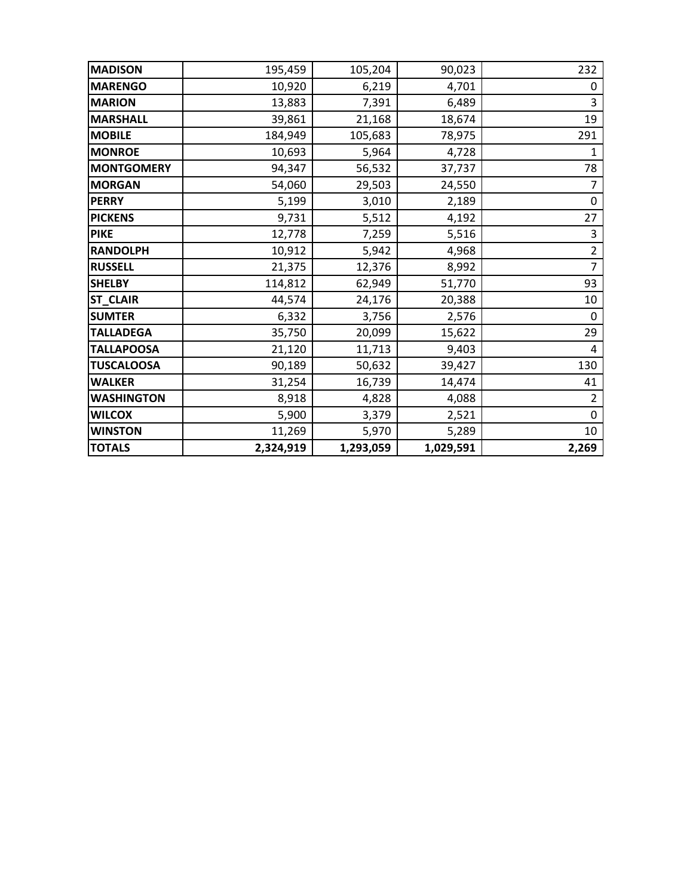| | | | | |
|---|---|---|---|---|
| **MADISON** | 195,459 | 105,204 | 90,023 | 232 |
| **MARENGO** | 10,920 | 6,219 | 4,701 | 0 |
| **MARION** | 13,883 | 7,391 | 6,489 | 3 |
| **MARSHALL** | 39,861 | 21,168 | 18,674 | 19 |
| **MOBILE** | 184,949 | 105,683 | 78,975 | 291 |
| **MONROE** | 10,693 | 5,964 | 4,728 | 1 |
| **MONTGOMERY** | 94,347 | 56,532 | 37,737 | 78 |
| **MORGAN** | 54,060 | 29,503 | 24,550 | 7 |
| **PERRY** | 5,199 | 3,010 | 2,189 | 0 |
| **PICKENS** | 9,731 | 5,512 | 4,192 | 27 |
| **PIKE** | 12,778 | 7,259 | 5,516 | 3 |
| **RANDOLPH** | 10,912 | 5,942 | 4,968 | 2 |
| **RUSSELL** | 21,375 | 12,376 | 8,992 | 7 |
| **SHELBY** | 114,812 | 62,949 | 51,770 | 93 |
| **ST_CLAIR** | 44,574 | 24,176 | 20,388 | 10 |
| **SUMTER** | 6,332 | 3,756 | 2,576 | 0 |
| **TALLADEGA** | 35,750 | 20,099 | 15,622 | 29 |
| **TALLAPOOSA** | 21,120 | 11,713 | 9,403 | 4 |
| **TUSCALOOSA** | 90,189 | 50,632 | 39,427 | 130 |
| **WALKER** | 31,254 | 16,739 | 14,474 | 41 |
| **WASHINGTON** | 8,918 | 4,828 | 4,088 | 2 |
| **WILCOX** | 5,900 | 3,379 | 2,521 | 0 |
| **WINSTON** | 11,269 | 5,970 | 5,289 | 10 |
| **TOTALS** | **2,324,919** | **1,293,059** | **1,029,591** | **2,269** |